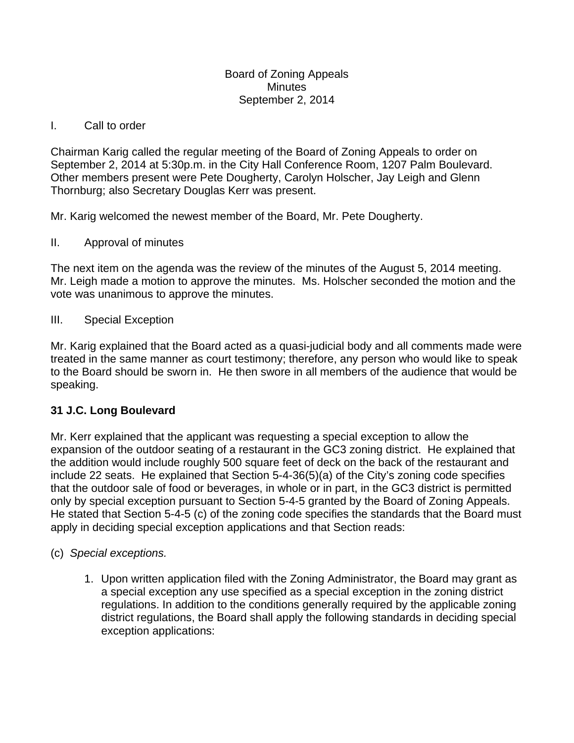Board of Zoning Appeals
Minutes
September 2, 2014

I. Call to order

Chairman Karig called the regular meeting of the Board of Zoning Appeals to order on September 2, 2014 at 5:30p.m. in the City Hall Conference Room, 1207 Palm Boulevard. Other members present were Pete Dougherty, Carolyn Holscher, Jay Leigh and Glenn Thornburg; also Secretary Douglas Kerr was present.

Mr. Karig welcomed the newest member of the Board, Mr. Pete Dougherty.

II. Approval of minutes

The next item on the agenda was the review of the minutes of the August 5, 2014 meeting. Mr. Leigh made a motion to approve the minutes. Ms. Holscher seconded the motion and the vote was unanimous to approve the minutes.

III. Special Exception

Mr. Karig explained that the Board acted as a quasi-judicial body and all comments made were treated in the same manner as court testimony; therefore, any person who would like to speak to the Board should be sworn in. He then swore in all members of the audience that would be speaking.

**31 J.C. Long Boulevard**

Mr. Kerr explained that the applicant was requesting a special exception to allow the expansion of the outdoor seating of a restaurant in the GC3 zoning district. He explained that the addition would include roughly 500 square feet of deck on the back of the restaurant and include 22 seats. He explained that Section 5-4-36(5)(a) of the City's zoning code specifies that the outdoor sale of food or beverages, in whole or in part, in the GC3 district is permitted only by special exception pursuant to Section 5-4-5 granted by the Board of Zoning Appeals. He stated that Section 5-4-5 (c) of the zoning code specifies the standards that the Board must apply in deciding special exception applications and that Section reads:

(c) *Special exceptions.*

1. Upon written application filed with the Zoning Administrator, the Board may grant as a special exception any use specified as a special exception in the zoning district regulations. In addition to the conditions generally required by the applicable zoning district regulations, the Board shall apply the following standards in deciding special exception applications: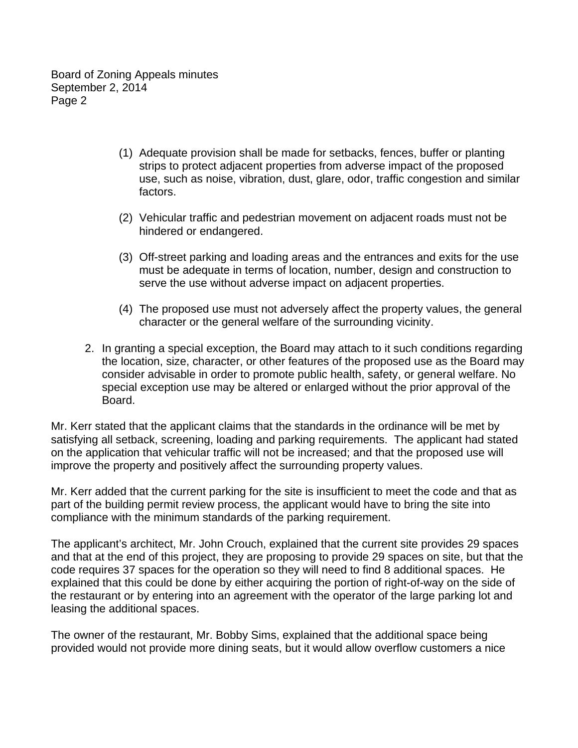(1) Adequate provision shall be made for setbacks, fences, buffer or planting strips to protect adjacent properties from adverse impact of the proposed use, such as noise, vibration, dust, glare, odor, traffic congestion and similar factors.

(2) Vehicular traffic and pedestrian movement on adjacent roads must not be hindered or endangered.

(3) Off-street parking and loading areas and the entrances and exits for the use must be adequate in terms of location, number, design and construction to serve the use without adverse impact on adjacent properties.

(4) The proposed use must not adversely affect the property values, the general character or the general welfare of the surrounding vicinity.

2. In granting a special exception, the Board may attach to it such conditions regarding the location, size, character, or other features of the proposed use as the Board may consider advisable in order to promote public health, safety, or general welfare. No special exception use may be altered or enlarged without the prior approval of the Board.

Mr. Kerr stated that the applicant claims that the standards in the ordinance will be met by satisfying all setback, screening, loading and parking requirements. The applicant had stated on the application that vehicular traffic will not be increased; and that the proposed use will improve the property and positively affect the surrounding property values.

Mr. Kerr added that the current parking for the site is insufficient to meet the code and that as part of the building permit review process, the applicant would have to bring the site into compliance with the minimum standards of the parking requirement.

The applicant's architect, Mr. John Crouch, explained that the current site provides 29 spaces and that at the end of this project, they are proposing to provide 29 spaces on site, but that the code requires 37 spaces for the operation so they will need to find 8 additional spaces. He explained that this could be done by either acquiring the portion of right-of-way on the side of the restaurant or by entering into an agreement with the operator of the large parking lot and leasing the additional spaces.

The owner of the restaurant, Mr. Bobby Sims, explained that the additional space being provided would not provide more dining seats, but it would allow overflow customers a nice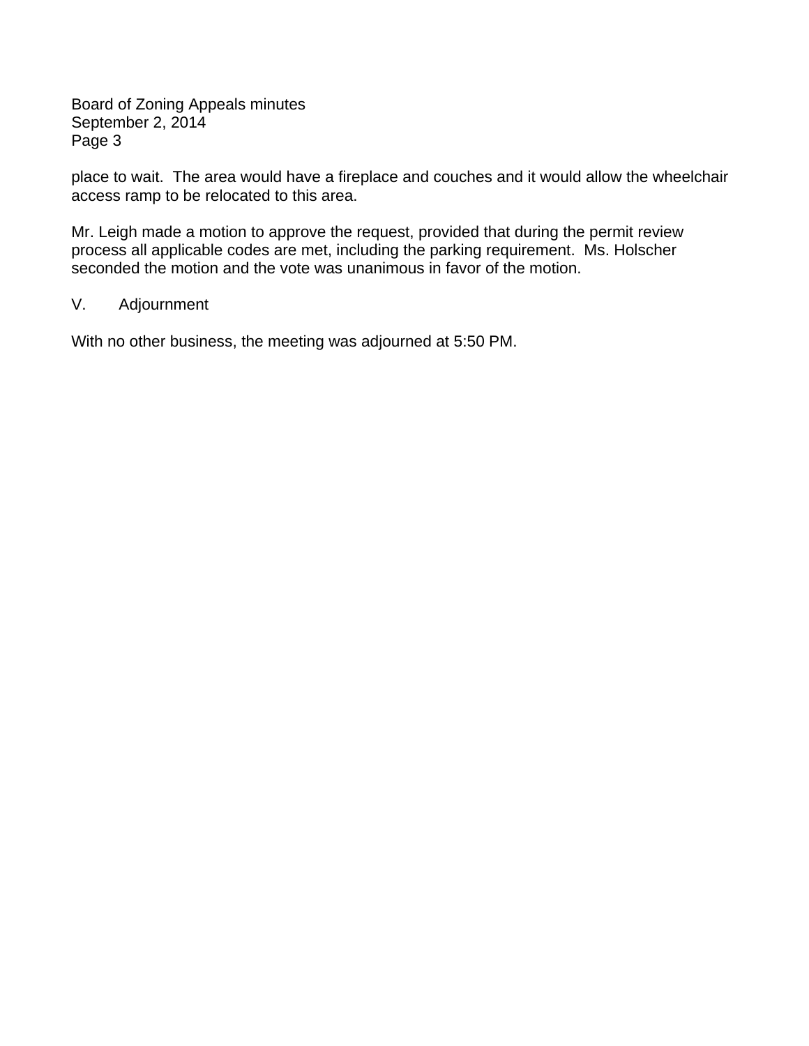place to wait. The area would have a fireplace and couches and it would allow the wheelchair access ramp to be relocated to this area.

Mr. Leigh made a motion to approve the request, provided that during the permit review process all applicable codes are met, including the parking requirement. Ms. Holscher seconded the motion and the vote was unanimous in favor of the motion.

## V. Adjournment

With no other business, the meeting was adjourned at 5:50 PM.